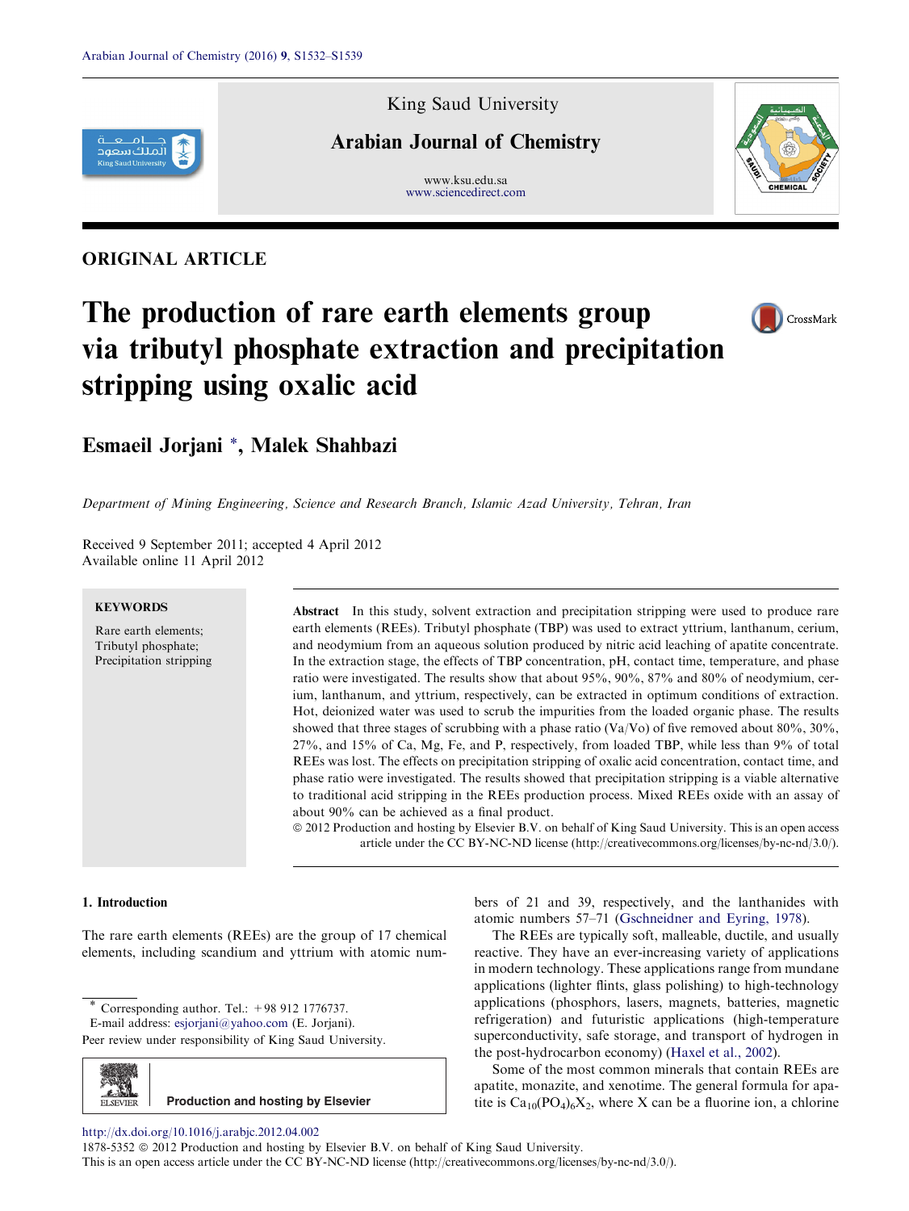ORIGINAL ARTICLE

# The production of rare earth elements group via tributyl phosphate extraction and precipitation stripping using oxalic acid

**Esmaeil Jorjani \*, Malek Shahbazi**

*Department of Mining Engineering, Science and Research Branch, Islamic Azad University, Tehran, Iran*

Received 9 September 2011; accepted 4 April 2012
Available online 11 April 2012

**KEYWORDS**

Rare earth elements;
Tributyl phosphate;
Precipitation stripping

**Abstract** In this study, solvent extraction and precipitation stripping were used to produce rare earth elements (REEs). Tributyl phosphate (TBP) was used to extract yttrium, lanthanum, cerium, and neodymium from an aqueous solution produced by nitric acid leaching of apatite concentrate. In the extraction stage, the effects of TBP concentration, pH, contact time, temperature, and phase ratio were investigated. The results show that about 95%, 90%, 87% and 80% of neodymium, cerium, lanthanum, and yttrium, respectively, can be extracted in optimum conditions of extraction. Hot, deionized water was used to scrub the impurities from the loaded organic phase. The results showed that three stages of scrubbing with a phase ratio (Va/Vo) of five removed about 80%, 30%, 27%, and 15% of Ca, Mg, Fe, and P, respectively, from loaded TBP, while less than 9% of total REEs was lost. The effects on precipitation stripping of oxalic acid concentration, contact time, and phase ratio were investigated. The results showed that precipitation stripping is a viable alternative to traditional acid stripping in the REEs production process. Mixed REEs oxide with an assay of about 90% can be achieved as a final product.

© 2012 Production and hosting by Elsevier B.V. on behalf of King Saud University. This is an open access article under the CC BY-NC-ND license (http://creativecommons.org/licenses/by-nc-nd/3.0/).

## 1. Introduction

The rare earth elements (REEs) are the group of 17 chemical elements, including scandium and yttrium with atomic numbers of 21 and 39, respectively, and the lanthanides with atomic numbers 57–71 (Gschneidner and Eyring, 1978).

The REEs are typically soft, malleable, ductile, and usually reactive. They have an ever-increasing variety of applications in modern technology. These applications range from mundane applications (lighter flints, glass polishing) to high-technology applications (phosphors, lasers, magnets, batteries, magnetic refrigeration) and futuristic applications (high-temperature superconductivity, safe storage, and transport of hydrogen in the post-hydrocarbon economy) (Haxel et al., 2002).

Some of the most common minerals that contain REEs are apatite, monazite, and xenotime. The general formula for apatite is $Ca_{10}(PO_4)_6X_2$, where X can be a fluorine ion, a chlorine

---

\* Corresponding author. Tel.: +98 912 1776737.
E-mail address: esjorjani@yahoo.com (E. Jorjani).
Peer review under responsibility of King Saud University.

Production and hosting by Elsevier

http://dx.doi.org/10.1016/j.arabjc.2012.04.002
1878-5352 © 2012 Production and hosting by Elsevier B.V. on behalf of King Saud University.
This is an open access article under the CC BY-NC-ND license (http://creativecommons.org/licenses/by-nc-nd/3.0/).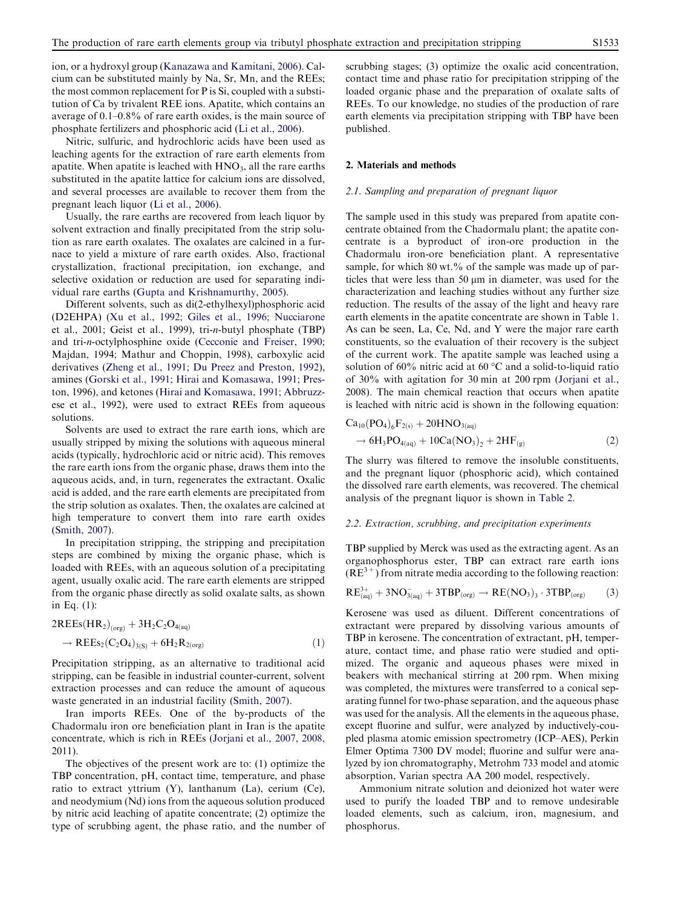ion, or a hydroxyl group (Kanazawa and Kamitani, 2006). Calcium can be substituted mainly by Na, Sr, Mn, and the REEs; the most common replacement for P is Si, coupled with a substitution of Ca by trivalent REE ions. Apatite, which contains an average of 0.1–0.8% of rare earth oxides, is the main source of phosphate fertilizers and phosphoric acid (Li et al., 2006).

Nitric, sulfuric, and hydrochloric acids have been used as leaching agents for the extraction of rare earth elements from apatite. When apatite is leached with $HNO_3$, all the rare earths substituted in the apatite lattice for calcium ions are dissolved, and several processes are available to recover them from the pregnant leach liquor (Li et al., 2006).

Usually, the rare earths are recovered from leach liquor by solvent extraction and finally precipitated from the strip solution as rare earth oxalates. The oxalates are calcined in a furnace to yield a mixture of rare earth oxides. Also, fractional crystallization, fractional precipitation, ion exchange, and selective oxidation or reduction are used for separating individual rare earths (Gupta and Krishnamurthy, 2005).

Different solvents, such as di(2-ethylhexyl)phosphoric acid (D2EHPA) (Xu et al., 1992; Giles et al., 1996; Nucciarone et al., 2001; Geist et al., 1999), tri-*n*-butyl phosphate (TBP) and tri-*n*-octylphosphine oxide (Cecconie and Freiser, 1990; Majdan, 1994; Mathur and Choppin, 1998), carboxylic acid derivatives (Zheng et al., 1991; Du Preez and Preston, 1992), amines (Gorski et al., 1991; Hirai and Komasawa, 1991; Preston, 1996), and ketones (Hirai and Komasawa, 1991; Abbruzzese et al., 1992), were used to extract REEs from aqueous solutions.

Solvents are used to extract the rare earth ions, which are usually stripped by mixing the solutions with aqueous mineral acids (typically, hydrochloric acid or nitric acid). This removes the rare earth ions from the organic phase, draws them into the aqueous acids, and, in turn, regenerates the extractant. Oxalic acid is added, and the rare earth elements are precipitated from the strip solution as oxalates. Then, the oxalates are calcined at high temperature to convert them into rare earth oxides (Smith, 2007).

In precipitation stripping, the stripping and precipitation steps are combined by mixing the organic phase, which is loaded with REEs, with an aqueous solution of a precipitating agent, usually oxalic acid. The rare earth elements are stripped from the organic phase directly as solid oxalate salts, as shown in Eq. (1):

$$2REEs(HR_2)_{(org)} + 3H_2C_2O_{4(aq)} \rightarrow REEs_2(C_2O_4)_{3(S)} + 6H_2R_{2(org)} \tag{1}$$

Precipitation stripping, as an alternative to traditional acid stripping, can be feasible in industrial counter-current, solvent extraction processes and can reduce the amount of aqueous waste generated in an industrial facility (Smith, 2007).

Iran imports REEs. One of the by-products of the Chadormalu iron ore beneficiation plant in Iran is the apatite concentrate, which is rich in REEs (Jorjani et al., 2007, 2008, 2011).

The objectives of the present work are to: (1) optimize the TBP concentration, pH, contact time, temperature, and phase ratio to extract yttrium (Y), lanthanum (La), cerium (Ce), and neodymium (Nd) ions from the aqueous solution produced by nitric acid leaching of apatite concentrate; (2) optimize the type of scrubbing agent, the phase ratio, and the number of scrubbing stages; (3) optimize the oxalic acid concentration, contact time and phase ratio for precipitation stripping of the loaded organic phase and the preparation of oxalate salts of REEs. To our knowledge, no studies of the production of rare earth elements via precipitation stripping with TBP have been published.

## 2. Materials and methods

### 2.1. Sampling and preparation of pregnant liquor

The sample used in this study was prepared from apatite concentrate obtained from the Chadormalu plant; the apatite concentrate is a byproduct of iron-ore production in the Chadormalu iron-ore beneficiation plant. A representative sample, for which 80 wt.% of the sample was made up of particles that were less than 50 μm in diameter, was used for the characterization and leaching studies without any further size reduction. The results of the assay of the light and heavy rare earth elements in the apatite concentrate are shown in Table 1. As can be seen, La, Ce, Nd, and Y were the major rare earth constituents, so the evaluation of their recovery is the subject of the current work. The apatite sample was leached using a solution of 60% nitric acid at 60 °C and a solid-to-liquid ratio of 30% with agitation for 30 min at 200 rpm (Jorjani et al., 2008). The main chemical reaction that occurs when apatite is leached with nitric acid is shown in the following equation:

$$Ca_{10}(PO_4)_6F_{2(s)} + 20HNO_{3(aq)} \rightarrow 6H_3PO_{4(aq)} + 10Ca(NO_3)_2 + 2HF_{(g)} \tag{2}$$

The slurry was filtered to remove the insoluble constituents, and the pregnant liquor (phosphoric acid), which contained the dissolved rare earth elements, was recovered. The chemical analysis of the pregnant liquor is shown in Table 2.

### 2.2. Extraction, scrubbing, and precipitation experiments

TBP supplied by Merck was used as the extracting agent. As an organophosphorus ester, TBP can extract rare earth ions ($RE^{3+}$) from nitrate media according to the following reaction:

$$RE^{3+}_{(aq)} + 3NO^-_{3(aq)} + 3TBP_{(org)} \rightarrow RE(NO_3)_3 \cdot 3TBP_{(org)} \tag{3}$$

Kerosene was used as diluent. Different concentrations of extractant were prepared by dissolving various amounts of TBP in kerosene. The concentration of extractant, pH, temperature, contact time, and phase ratio were studied and optimized. The organic and aqueous phases were mixed in beakers with mechanical stirring at 200 rpm. When mixing was completed, the mixtures were transferred to a conical separating funnel for two-phase separation, and the aqueous phase was used for the analysis. All the elements in the aqueous phase, except fluorine and sulfur, were analyzed by inductively-coupled plasma atomic emission spectrometry (ICP–AES), Perkin Elmer Optima 7300 DV model; fluorine and sulfur were analyzed by ion chromatography, Metrohm 733 model and atomic absorption, Varian spectra AA 200 model, respectively.

Ammonium nitrate solution and deionized hot water were used to purify the loaded TBP and to remove undesirable loaded elements, such as calcium, iron, magnesium, and phosphorus.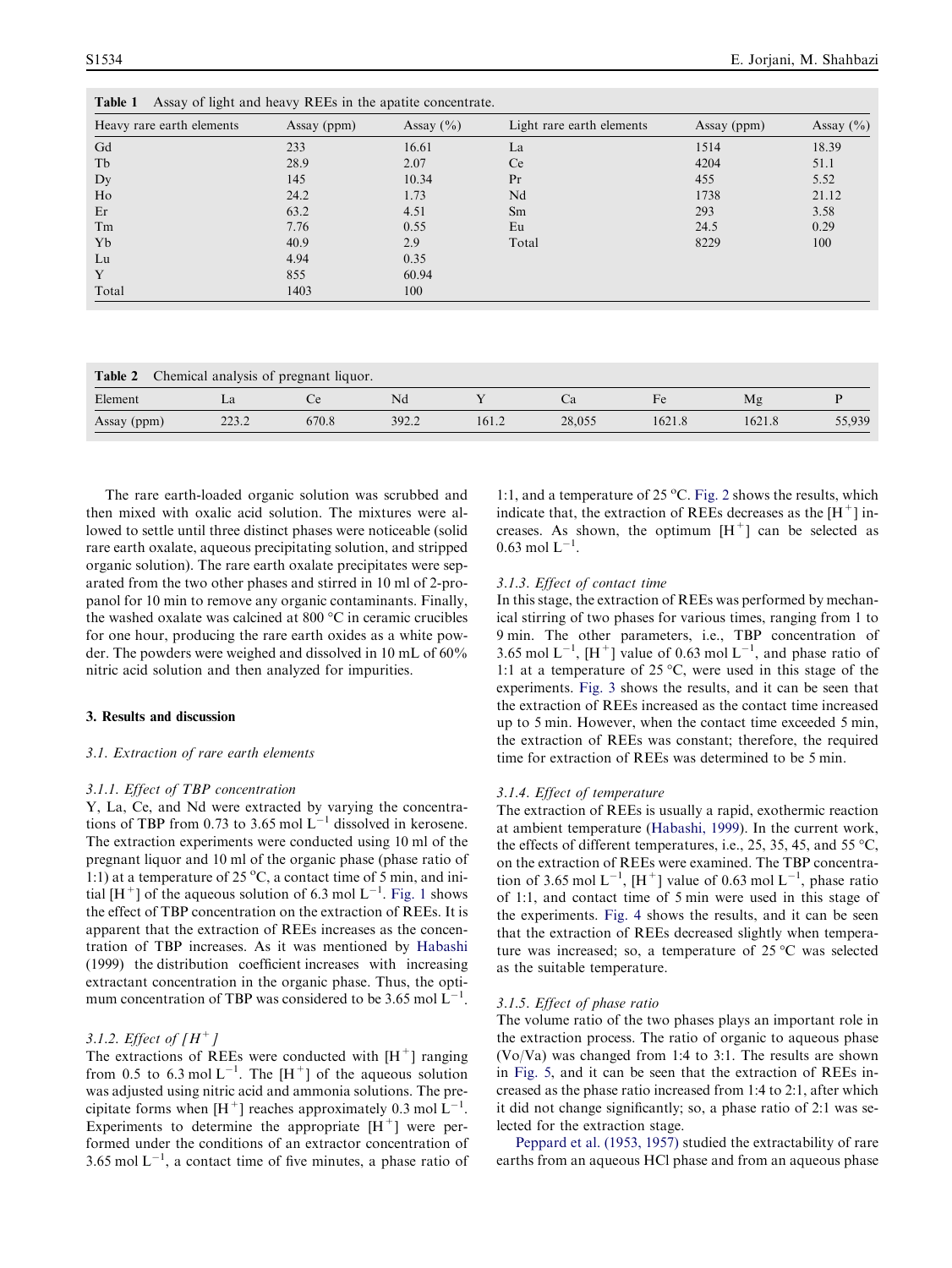**Table 1** Assay of light and heavy REEs in the apatite concentrate.

| Heavy rare earth elements | Assay (ppm) | Assay (%) | Light rare earth elements | Assay (ppm) | Assay (%) |
|---|---|---|---|---|---|
| Gd | 233 | 16.61 | La | 1514 | 18.39 |
| Tb | 28.9 | 2.07 | Ce | 4204 | 51.1 |
| Dy | 145 | 10.34 | Pr | 455 | 5.52 |
| Ho | 24.2 | 1.73 | Nd | 1738 | 21.12 |
| Er | 63.2 | 4.51 | Sm | 293 | 3.58 |
| Tm | 7.76 | 0.55 | Eu | 24.5 | 0.29 |
| Yb | 40.9 | 2.9 | Total | 8229 | 100 |
| Lu | 4.94 | 0.35 | | | |
| Y | 855 | 60.94 | | | |
| Total | 1403 | 100 | | | |

**Table 2** Chemical analysis of pregnant liquor.

| Element | La | Ce | Nd | Y | Ca | Fe | Mg | P |
|---|---|---|---|---|---|---|---|---|
| Assay (ppm) | 223.2 | 670.8 | 392.2 | 161.2 | 28,055 | 1621.8 | 1621.8 | 55,939 |

The rare earth-loaded organic solution was scrubbed and then mixed with oxalic acid solution. The mixtures were allowed to settle until three distinct phases were noticeable (solid rare earth oxalate, aqueous precipitating solution, and stripped organic solution). The rare earth oxalate precipitates were separated from the two other phases and stirred in 10 ml of 2-propanol for 10 min to remove any organic contaminants. Finally, the washed oxalate was calcined at 800 °C in ceramic crucibles for one hour, producing the rare earth oxides as a white powder. The powders were weighed and dissolved in 10 mL of 60% nitric acid solution and then analyzed for impurities.

## 3. Results and discussion

### 3.1. Extraction of rare earth elements

#### 3.1.1. Effect of TBP concentration

Y, La, Ce, and Nd were extracted by varying the concentrations of TBP from 0.73 to 3.65 mol $L^{-1}$ dissolved in kerosene. The extraction experiments were conducted using 10 ml of the pregnant liquor and 10 ml of the organic phase (phase ratio of 1:1) at a temperature of 25 °C, a contact time of 5 min, and initial $[H^+]$ of the aqueous solution of 6.3 mol $L^{-1}$. Fig. 1 shows the effect of TBP concentration on the extraction of REEs. It is apparent that the extraction of REEs increases as the concentration of TBP increases. As it was mentioned by Habashi (1999) the distribution coefficient increases with increasing extractant concentration in the organic phase. Thus, the optimum concentration of TBP was considered to be 3.65 mol $L^{-1}$.

#### 3.1.2. Effect of $[H^+]$

The extractions of REEs were conducted with $[H^+]$ ranging from 0.5 to 6.3 mol $L^{-1}$. The $[H^+]$ of the aqueous solution was adjusted using nitric acid and ammonia solutions. The precipitate forms when $[H^+]$ reaches approximately 0.3 mol $L^{-1}$. Experiments to determine the appropriate $[H^+]$ were performed under the conditions of an extractor concentration of 3.65 mol $L^{-1}$, a contact time of five minutes, a phase ratio of 1:1, and a temperature of 25 °C. Fig. 2 shows the results, which indicate that, the extraction of REEs decreases as the $[H^+]$ increases. As shown, the optimum $[H^+]$ can be selected as 0.63 mol $L^{-1}$.

#### 3.1.3. Effect of contact time

In this stage, the extraction of REEs was performed by mechanical stirring of two phases for various times, ranging from 1 to 9 min. The other parameters, i.e., TBP concentration of 3.65 mol $L^{-1}$, $[H^+]$ value of 0.63 mol $L^{-1}$, and phase ratio of 1:1 at a temperature of 25 °C, were used in this stage of the experiments. Fig. 3 shows the results, and it can be seen that the extraction of REEs increased as the contact time increased up to 5 min. However, when the contact time exceeded 5 min, the extraction of REEs was constant; therefore, the required time for extraction of REEs was determined to be 5 min.

#### 3.1.4. Effect of temperature

The extraction of REEs is usually a rapid, exothermic reaction at ambient temperature (Habashi, 1999). In the current work, the effects of different temperatures, i.e., 25, 35, 45, and 55 °C, on the extraction of REEs were examined. The TBP concentration of 3.65 mol $L^{-1}$, $[H^+]$ value of 0.63 mol $L^{-1}$, phase ratio of 1:1, and contact time of 5 min were used in this stage of the experiments. Fig. 4 shows the results, and it can be seen that the extraction of REEs decreased slightly when temperature was increased; so, a temperature of 25 °C was selected as the suitable temperature.

#### 3.1.5. Effect of phase ratio

The volume ratio of the two phases plays an important role in the extraction process. The ratio of organic to aqueous phase (Vo/Va) was changed from 1:4 to 3:1. The results are shown in Fig. 5, and it can be seen that the extraction of REEs increased as the phase ratio increased from 1:4 to 2:1, after which it did not change significantly; so, a phase ratio of 2:1 was selected for the extraction stage.

Peppard et al. (1953, 1957) studied the extractability of rare earths from an aqueous HCl phase and from an aqueous phase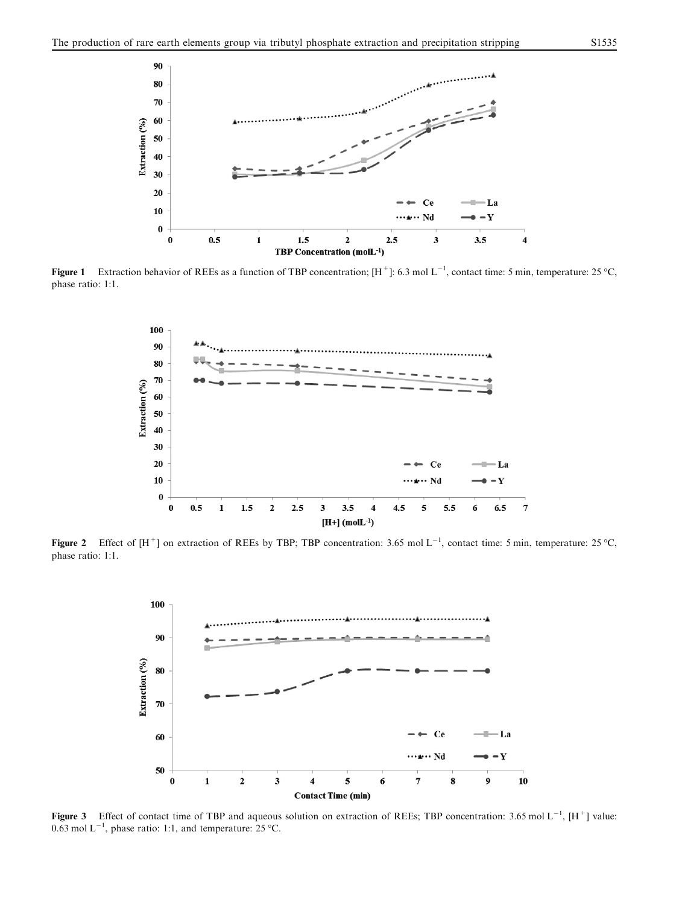Figure 1 Extraction behavior of REEs as a function of TBP concentration; $[H^+]$: 6.3 mol $L^{-1}$, contact time: 5 min, temperature: 25 °C, phase ratio: 1:1.

Figure 2 Effect of $[H^+]$ on extraction of REEs by TBP; TBP concentration: 3.65 mol $L^{-1}$, contact time: 5 min, temperature: 25 °C, phase ratio: 1:1.

Figure 3 Effect of contact time of TBP and aqueous solution on extraction of REEs; TBP concentration: 3.65 mol $L^{-1}$, $[H^+]$ value: 0.63 mol $L^{-1}$, phase ratio: 1:1, and temperature: 25 °C.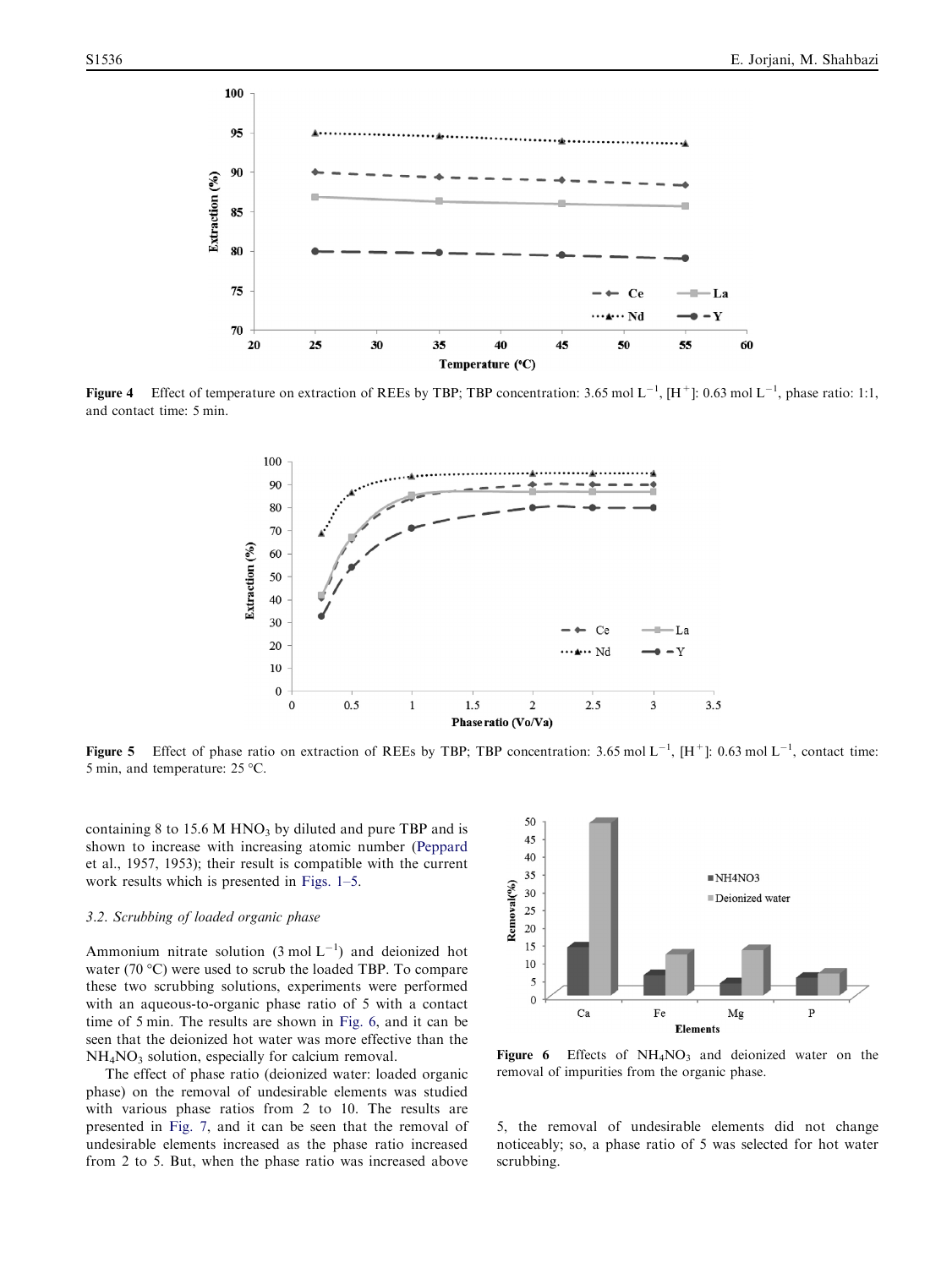Figure 4 Effect of temperature on extraction of REEs by TBP; TBP concentration: 3.65 mol $L^{-1}$, $[H^+]$: 0.63 mol $L^{-1}$, phase ratio: 1:1, and contact time: 5 min.

Figure 5 Effect of phase ratio on extraction of REEs by TBP; TBP concentration: 3.65 mol $L^{-1}$, $[H^+]$: 0.63 mol $L^{-1}$, contact time: 5 min, and temperature: 25 °C.

containing 8 to 15.6 M $HNO_3$ by diluted and pure TBP and is shown to increase with increasing atomic number (Peppard et al., 1957, 1953); their result is compatible with the current work results which is presented in Figs. 1–5.

### 3.2. Scrubbing of loaded organic phase

Ammonium nitrate solution (3 mol $L^{-1}$) and deionized hot water (70 °C) were used to scrub the loaded TBP. To compare these two scrubbing solutions, experiments were performed with an aqueous-to-organic phase ratio of 5 with a contact time of 5 min. The results are shown in Fig. 6, and it can be seen that the deionized hot water was more effective than the $NH_4NO_3$ solution, especially for calcium removal.

The effect of phase ratio (deionized water: loaded organic phase) on the removal of undesirable elements was studied with various phase ratios from 2 to 10. The results are presented in Fig. 7, and it can be seen that the removal of undesirable elements increased as the phase ratio increased from 2 to 5. But, when the phase ratio was increased above 5, the removal of undesirable elements did not change noticeably; so, a phase ratio of 5 was selected for hot water scrubbing.

Figure 6 Effects of $NH_4NO_3$ and deionized water on the removal of impurities from the organic phase.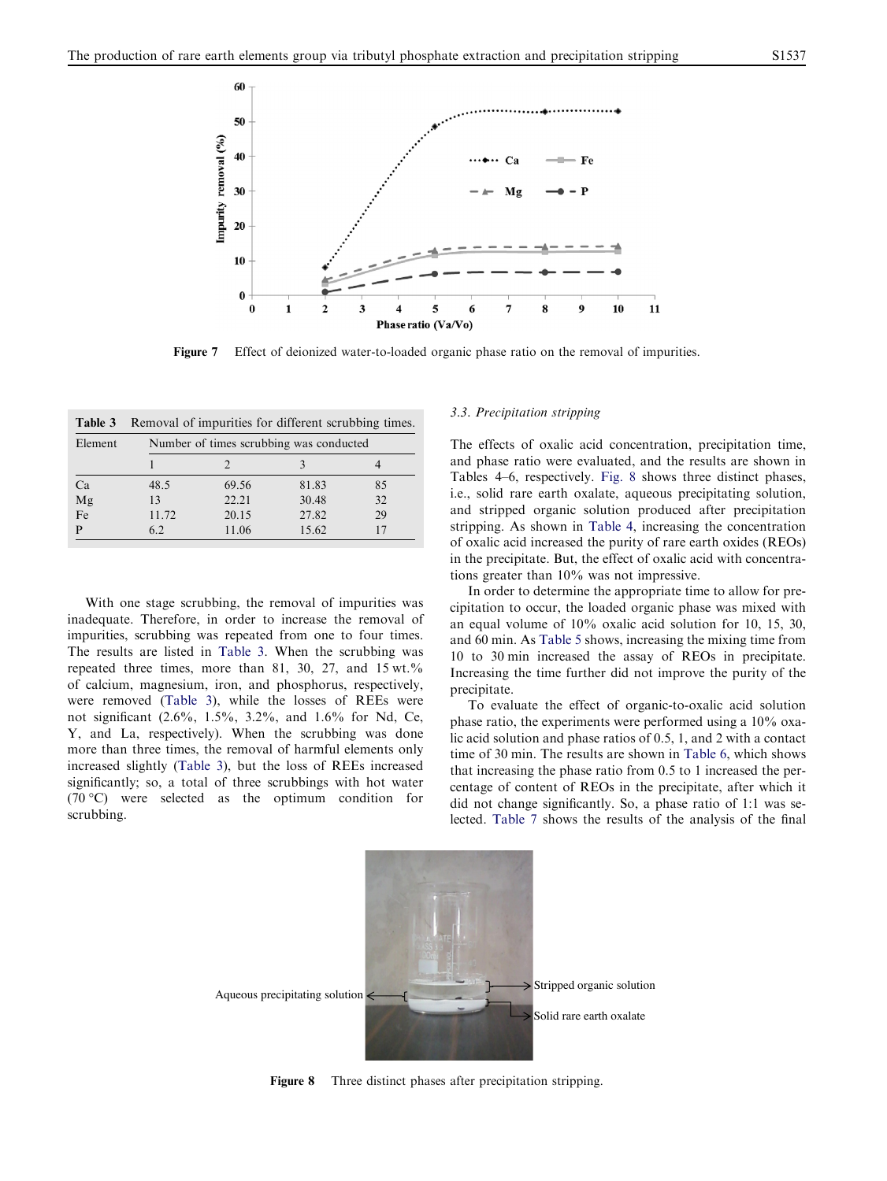Figure 7 Effect of deionized water-to-loaded organic phase ratio on the removal of impurities.

**Table 3** Removal of impurities for different scrubbing times.

| Element | Number of times scrubbing was conducted | | | |
|---|---|---|---|---|
| | 1 | 2 | 3 | 4 |
| Ca | 48.5 | 69.56 | 81.83 | 85 |
| Mg | 13 | 22.21 | 30.48 | 32 |
| Fe | 11.72 | 20.15 | 27.82 | 29 |
| P | 6.2 | 11.06 | 15.62 | 17 |

With one stage scrubbing, the removal of impurities was inadequate. Therefore, in order to increase the removal of impurities, scrubbing was repeated from one to four times. The results are listed in Table 3. When the scrubbing was repeated three times, more than 81, 30, 27, and 15 wt.% of calcium, magnesium, iron, and phosphorus, respectively, were removed (Table 3), while the losses of REEs were not significant (2.6%, 1.5%, 3.2%, and 1.6% for Nd, Ce, Y, and La, respectively). When the scrubbing was done more than three times, the removal of harmful elements only increased slightly (Table 3), but the loss of REEs increased significantly; so, a total of three scrubbings with hot water (70 °C) were selected as the optimum condition for scrubbing.

### 3.3. Precipitation stripping

The effects of oxalic acid concentration, precipitation time, and phase ratio were evaluated, and the results are shown in Tables 4–6, respectively. Fig. 8 shows three distinct phases, i.e., solid rare earth oxalate, aqueous precipitating solution, and stripped organic solution produced after precipitation stripping. As shown in Table 4, increasing the concentration of oxalic acid increased the purity of rare earth oxides (REOs) in the precipitate. But, the effect of oxalic acid with concentrations greater than 10% was not impressive.

In order to determine the appropriate time to allow for precipitation to occur, the loaded organic phase was mixed with an equal volume of 10% oxalic acid solution for 10, 15, 30, and 60 min. As Table 5 shows, increasing the mixing time from 10 to 30 min increased the assay of REOs in precipitate. Increasing the time further did not improve the purity of the precipitate.

To evaluate the effect of organic-to-oxalic acid solution phase ratio, the experiments were performed using a 10% oxalic acid solution and phase ratios of 0.5, 1, and 2 with a contact time of 30 min. The results are shown in Table 6, which shows that increasing the phase ratio from 0.5 to 1 increased the percentage of content of REOs in the precipitate, after which it did not change significantly. So, a phase ratio of 1:1 was selected. Table 7 shows the results of the analysis of the final

Figure 8 Three distinct phases after precipitation stripping.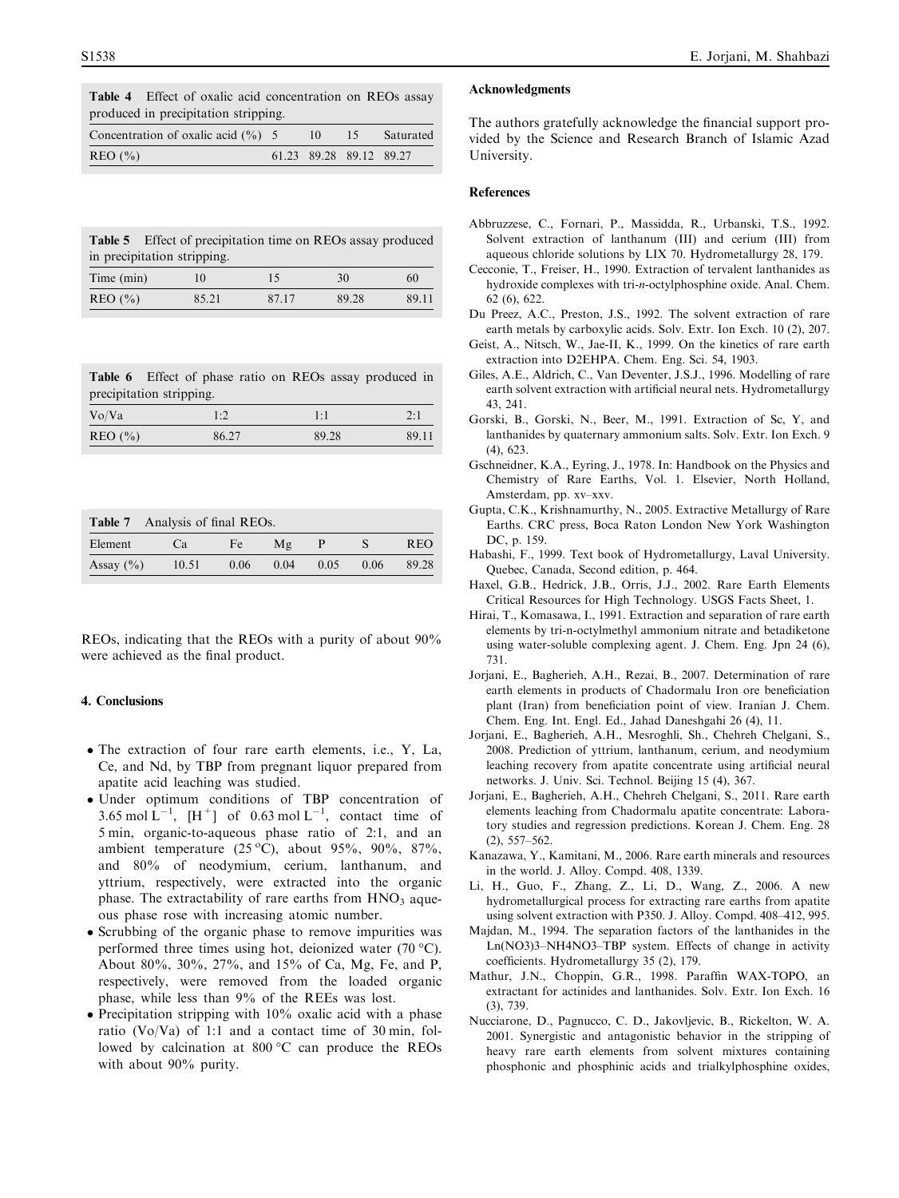**Table 4** Effect of oxalic acid concentration on REOs assay produced in precipitation stripping.

| Concentration of oxalic acid (%) | 5 | 10 | 15 | Saturated |
|---|---|---|---|---|
| REO (%) | 61.23 | 89.28 | 89.12 | 89.27 |

**Table 5** Effect of precipitation time on REOs assay produced in precipitation stripping.

| Time (min) | 10 | 15 | 30 | 60 |
|---|---|---|---|---|
| REO (%) | 85.21 | 87.17 | 89.28 | 89.11 |

**Table 6** Effect of phase ratio on REOs assay produced in precipitation stripping.

| Vo/Va | 1:2 | 1:1 | 2:1 |
|---|---|---|---|
| REO (%) | 86.27 | 89.28 | 89.11 |

**Table 7** Analysis of final REOs.

| Element | Ca | Fe | Mg | P | S | REO |
|---|---|---|---|---|---|---|
| Assay (%) | 10.51 | 0.06 | 0.04 | 0.05 | 0.06 | 89.28 |

REOs, indicating that the REOs with a purity of about 90% were achieved as the final product.

## 4. Conclusions

- The extraction of four rare earth elements, i.e., Y, La, Ce, and Nd, by TBP from pregnant liquor prepared from apatite acid leaching was studied.
- Under optimum conditions of TBP concentration of $3.65\ \text{mol L}^{-1}$, $[H^+]$ of $0.63\ \text{mol L}^{-1}$, contact time of 5 min, organic-to-aqueous phase ratio of 2:1, and an ambient temperature (25 °C), about 95%, 90%, 87%, and 80% of neodymium, cerium, lanthanum, and yttrium, respectively, were extracted into the organic phase. The extractability of rare earths from $HNO_3$ aqueous phase rose with increasing atomic number.
- Scrubbing of the organic phase to remove impurities was performed three times using hot, deionized water (70 °C). About 80%, 30%, 27%, and 15% of Ca, Mg, Fe, and P, respectively, were removed from the loaded organic phase, while less than 9% of the REEs was lost.
- Precipitation stripping with 10% oxalic acid with a phase ratio (Vo/Va) of 1:1 and a contact time of 30 min, followed by calcination at 800 °C can produce the REOs with about 90% purity.

## Acknowledgments

The authors gratefully acknowledge the financial support provided by the Science and Research Branch of Islamic Azad University.

## References

Abbruzzese, C., Fornari, P., Massidda, R., Urbanski, T.S., 1992. Solvent extraction of lanthanum (III) and cerium (III) from aqueous chloride solutions by LIX 70. Hydrometallurgy 28, 179.

Cecconie, T., Freiser, H., 1990. Extraction of tervalent lanthanides as hydroxide complexes with tri-*n*-octylphosphine oxide. Anal. Chem. 62 (6), 622.

Du Preez, A.C., Preston, J.S., 1992. The solvent extraction of rare earth metals by carboxylic acids. Solv. Extr. Ion Exch. 10 (2), 207.

Geist, A., Nitsch, W., Jae-II, K., 1999. On the kinetics of rare earth extraction into D2EHPA. Chem. Eng. Sci. 54, 1903.

Giles, A.E., Aldrich, C., Van Deventer, J.S.J., 1996. Modelling of rare earth solvent extraction with artificial neural nets. Hydrometallurgy 43, 241.

Gorski, B., Gorski, N., Beer, M., 1991. Extraction of Sc, Y, and lanthanides by quaternary ammonium salts. Solv. Extr. Ion Exch. 9 (4), 623.

Gschneidner, K.A., Eyring, J., 1978. In: Handbook on the Physics and Chemistry of Rare Earths, Vol. 1. Elsevier, North Holland, Amsterdam, pp. xv–xxv.

Gupta, C.K., Krishnamurthy, N., 2005. Extractive Metallurgy of Rare Earths. CRC press, Boca Raton London New York Washington DC, p. 159.

Habashi, F., 1999. Text book of Hydrometallurgy, Laval University. Quebec, Canada, Second edition, p. 464.

Haxel, G.B., Hedrick, J.B., Orris, J.J., 2002. Rare Earth Elements Critical Resources for High Technology. USGS Facts Sheet, 1.

Hirai, T., Komasawa, I., 1991. Extraction and separation of rare earth elements by tri-n-octylmethyl ammonium nitrate and betadiketone using water-soluble complexing agent. J. Chem. Eng. Jpn 24 (6), 731.

Jorjani, E., Bagherieh, A.H., Rezai, B., 2007. Determination of rare earth elements in products of Chadormalu Iron ore beneficiation plant (Iran) from beneficiation point of view. Iranian J. Chem. Chem. Eng. Int. Engl. Ed., Jahad Daneshgahi 26 (4), 11.

Jorjani, E., Bagherieh, A.H., Mesroghli, Sh., Chehreh Chelgani, S., 2008. Prediction of yttrium, lanthanum, cerium, and neodymium leaching recovery from apatite concentrate using artificial neural networks. J. Univ. Sci. Technol. Beijing 15 (4), 367.

Jorjani, E., Bagherieh, A.H., Chehreh Chelgani, S., 2011. Rare earth elements leaching from Chadormalu apatite concentrate: Laboratory studies and regression predictions. Korean J. Chem. Eng. 28 (2), 557–562.

Kanazawa, Y., Kamitani, M., 2006. Rare earth minerals and resources in the world. J. Alloy. Compd. 408, 1339.

Li, H., Guo, F., Zhang, Z., Li, D., Wang, Z., 2006. A new hydrometallurgical process for extracting rare earths from apatite using solvent extraction with P350. J. Alloy. Compd. 408–412, 995.

Majdan, M., 1994. The separation factors of the lanthanides in the Ln(NO3)3–NH4NO3–TBP system. Effects of change in activity coefficients. Hydrometallurgy 35 (2), 179.

Mathur, J.N., Choppin, G.R., 1998. Paraffin WAX-TOPO, an extractant for actinides and lanthanides. Solv. Extr. Ion Exch. 16 (3), 739.

Nucciarone, D., Pagnucco, C. D., Jakovljevic, B., Rickelton, W. A. 2001. Synergistic and antagonistic behavior in the stripping of heavy rare earth elements from solvent mixtures containing phosphonic and phosphinic acids and trialkylphosphine oxides,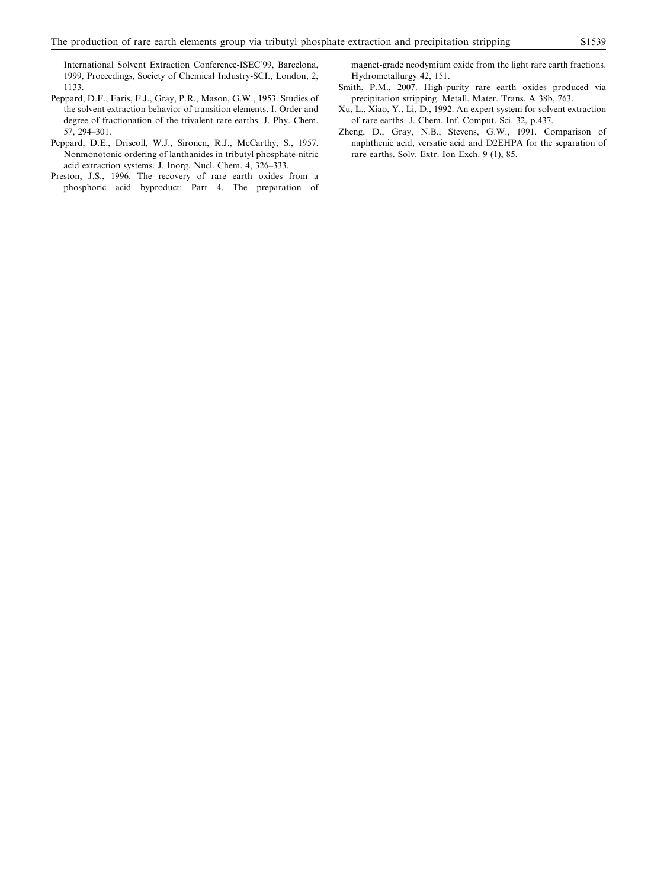International Solvent Extraction Conference-ISEC'99, Barcelona, 1999, Proceedings, Society of Chemical Industry-SCI., London, 2, 1133.

Peppard, D.F., Faris, F.J., Gray, P.R., Mason, G.W., 1953. Studies of the solvent extraction behavior of transition elements. I. Order and degree of fractionation of the trivalent rare earths. J. Phy. Chem. 57, 294–301.

Peppard, D.E., Driscoll, W.J., Sironen, R.J., McCarthy, S., 1957. Nonmonotonic ordering of lanthanides in tributyl phosphate-nitric acid extraction systems. J. Inorg. Nucl. Chem. 4, 326–333.

Preston, J.S., 1996. The recovery of rare earth oxides from a phosphoric acid byproduct: Part 4. The preparation of magnet-grade neodymium oxide from the light rare earth fractions. Hydrometallurgy 42, 151.

Smith, P.M., 2007. High-purity rare earth oxides produced via precipitation stripping. Metall. Mater. Trans. A 38b, 763.

Xu, L., Xiao, Y., Li, D., 1992. An expert system for solvent extraction of rare earths. J. Chem. Inf. Comput. Sci. 32, p.437.

Zheng, D., Gray, N.B., Stevens, G.W., 1991. Comparison of naphthenic acid, versatic acid and D2EHPA for the separation of rare earths. Solv. Extr. Ion Exch. 9 (1), 85.